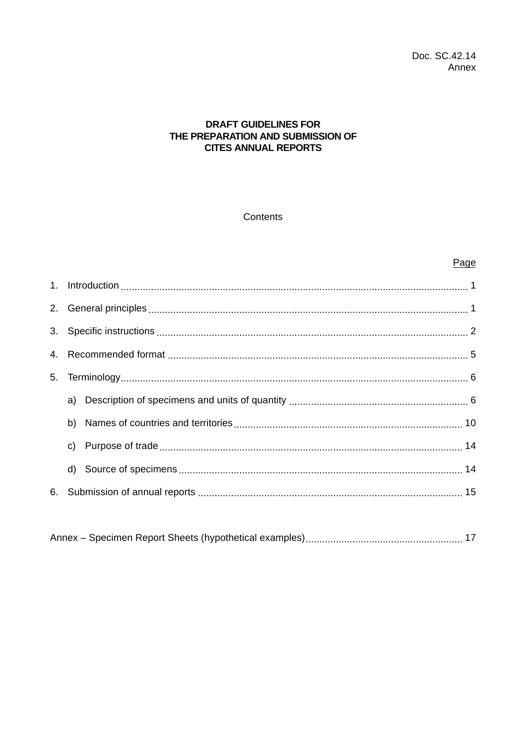Doc. SC.42.14
Annex

# DRAFT GUIDELINES FOR THE PREPARATION AND SUBMISSION OF CITES ANNUAL REPORTS

Contents

| | Page |
|---|---|
| 1. Introduction | 1 |
| 2. General principles | 1 |
| 3. Specific instructions | 2 |
| 4. Recommended format | 5 |
| 5. Terminology | 6 |
| a) Description of specimens and units of quantity | 6 |
| b) Names of countries and territories | 10 |
| c) Purpose of trade | 14 |
| d) Source of specimens | 14 |
| 6. Submission of annual reports | 15 |
| Annex – Specimen Report Sheets (hypothetical examples) | 17 |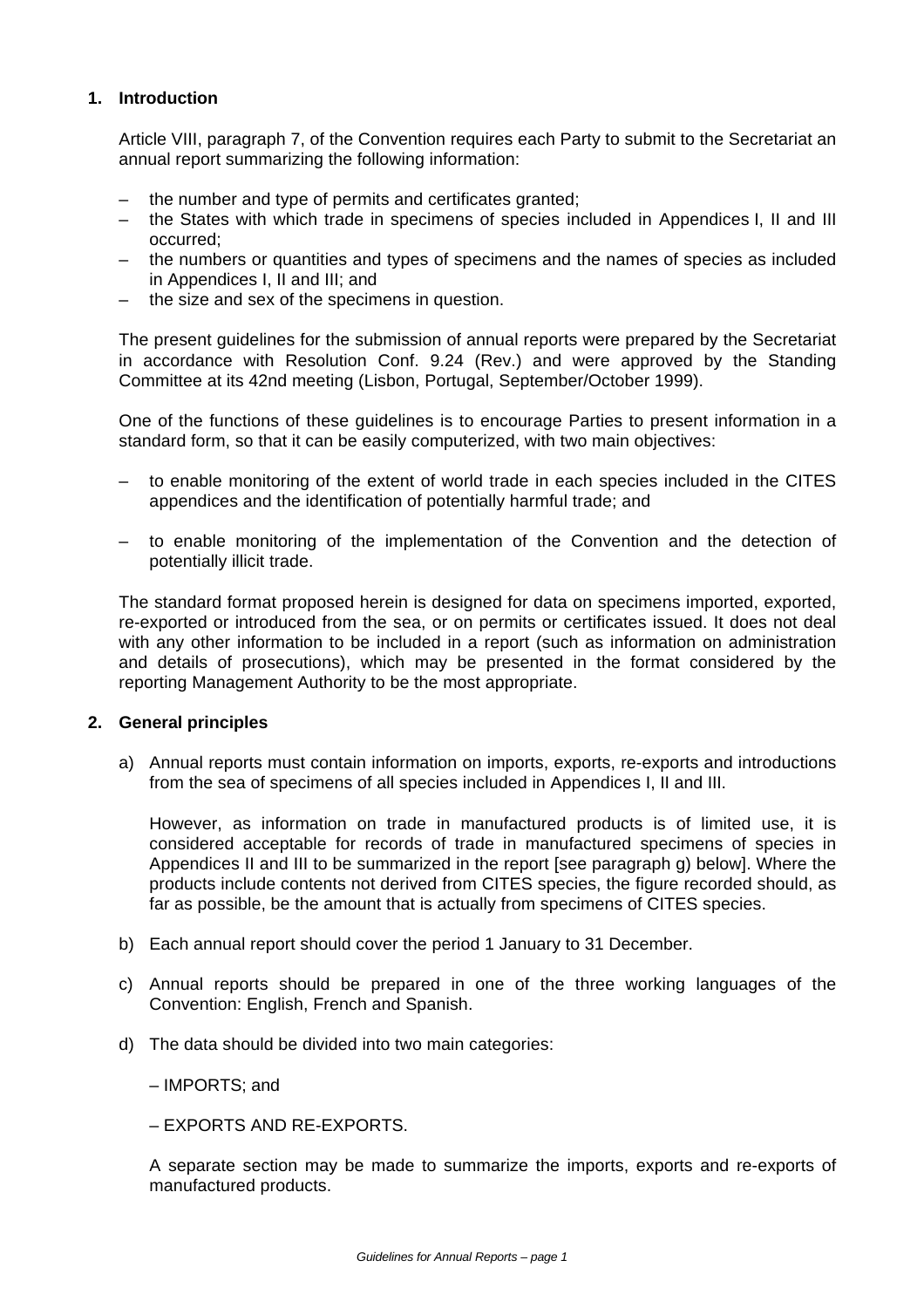## 1. Introduction

Article VIII, paragraph 7, of the Convention requires each Party to submit to the Secretariat an annual report summarizing the following information:

- the number and type of permits and certificates granted;
- the States with which trade in specimens of species included in Appendices I, II and III occurred;
- the numbers or quantities and types of specimens and the names of species as included in Appendices I, II and III; and
- the size and sex of the specimens in question.

The present guidelines for the submission of annual reports were prepared by the Secretariat in accordance with Resolution Conf. 9.24 (Rev.) and were approved by the Standing Committee at its 42nd meeting (Lisbon, Portugal, September/October 1999).

One of the functions of these guidelines is to encourage Parties to present information in a standard form, so that it can be easily computerized, with two main objectives:

- to enable monitoring of the extent of world trade in each species included in the CITES appendices and the identification of potentially harmful trade; and
- to enable monitoring of the implementation of the Convention and the detection of potentially illicit trade.

The standard format proposed herein is designed for data on specimens imported, exported, re-exported or introduced from the sea, or on permits or certificates issued. It does not deal with any other information to be included in a report (such as information on administration and details of prosecutions), which may be presented in the format considered by the reporting Management Authority to be the most appropriate.

## 2. General principles

a) Annual reports must contain information on imports, exports, re-exports and introductions from the sea of specimens of all species included in Appendices I, II and III.

   However, as information on trade in manufactured products is of limited use, it is considered acceptable for records of trade in manufactured specimens of species in Appendices II and III to be summarized in the report [see paragraph g) below]. Where the products include contents not derived from CITES species, the figure recorded should, as far as possible, be the amount that is actually from specimens of CITES species.

b) Each annual report should cover the period 1 January to 31 December.

c) Annual reports should be prepared in one of the three working languages of the Convention: English, French and Spanish.

d) The data should be divided into two main categories:

   – IMPORTS; and

   – EXPORTS AND RE-EXPORTS.

   A separate section may be made to summarize the imports, exports and re-exports of manufactured products.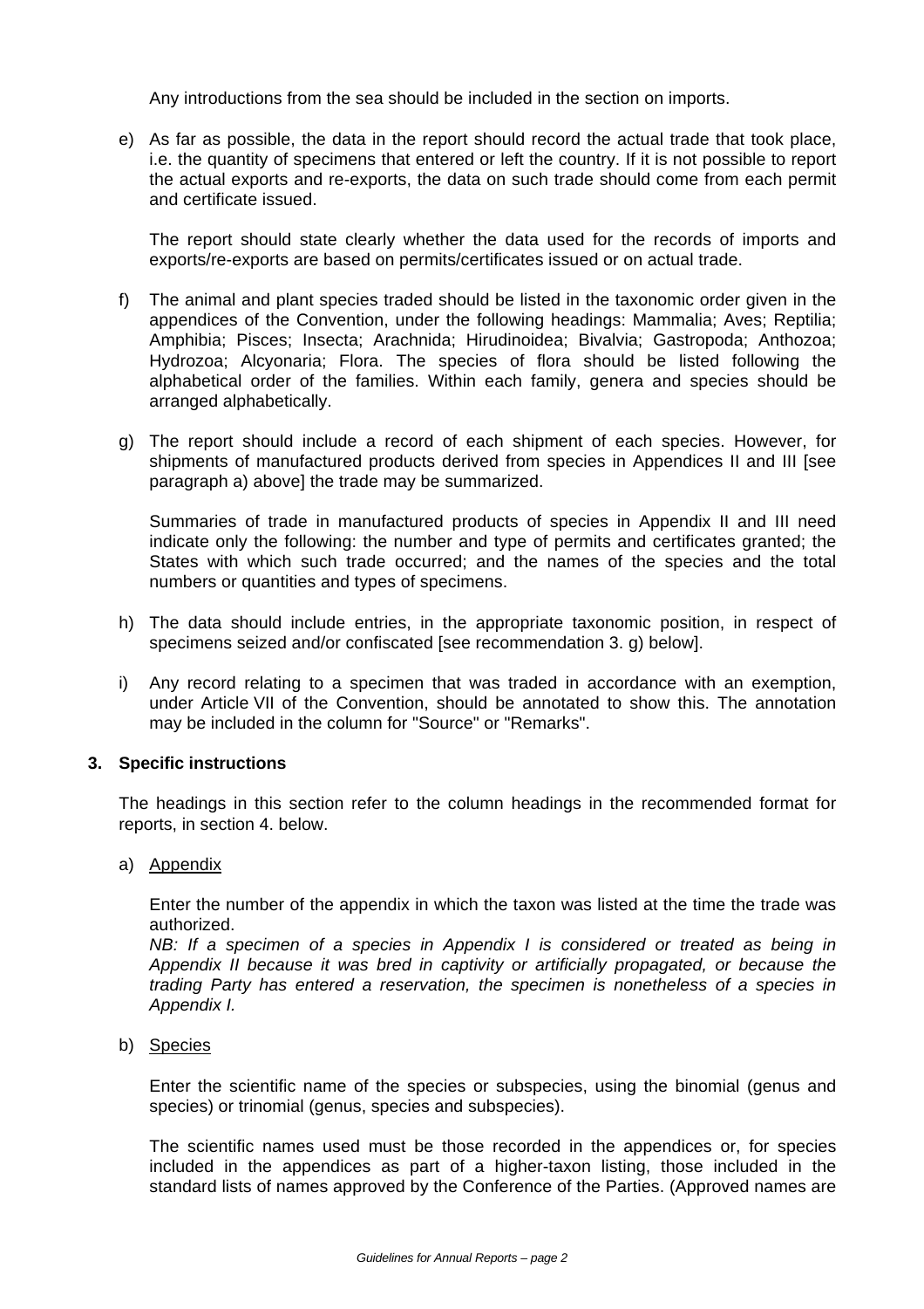Any introductions from the sea should be included in the section on imports.

e) As far as possible, the data in the report should record the actual trade that took place, i.e. the quantity of specimens that entered or left the country. If it is not possible to report the actual exports and re-exports, the data on such trade should come from each permit and certificate issued.

   The report should state clearly whether the data used for the records of imports and exports/re-exports are based on permits/certificates issued or on actual trade.

f) The animal and plant species traded should be listed in the taxonomic order given in the appendices of the Convention, under the following headings: Mammalia; Aves; Reptilia; Amphibia; Pisces; Insecta; Arachnida; Hirudinoidea; Bivalvia; Gastropoda; Anthozoa; Hydrozoa; Alcyonaria; Flora. The species of flora should be listed following the alphabetical order of the families. Within each family, genera and species should be arranged alphabetically.

g) The report should include a record of each shipment of each species. However, for shipments of manufactured products derived from species in Appendices II and III [see paragraph a) above] the trade may be summarized.

   Summaries of trade in manufactured products of species in Appendix II and III need indicate only the following: the number and type of permits and certificates granted; the States with which such trade occurred; and the names of the species and the total numbers or quantities and types of specimens.

h) The data should include entries, in the appropriate taxonomic position, in respect of specimens seized and/or confiscated [see recommendation 3. g) below].

i) Any record relating to a specimen that was traded in accordance with an exemption, under Article VII of the Convention, should be annotated to show this. The annotation may be included in the column for "Source" or "Remarks".

## 3. Specific instructions

The headings in this section refer to the column headings in the recommended format for reports, in section 4. below.

a) Appendix

   Enter the number of the appendix in which the taxon was listed at the time the trade was authorized.

   *NB: If a specimen of a species in Appendix I is considered or treated as being in Appendix II because it was bred in captivity or artificially propagated, or because the trading Party has entered a reservation, the specimen is nonetheless of a species in Appendix I.*

b) Species

   Enter the scientific name of the species or subspecies, using the binomial (genus and species) or trinomial (genus, species and subspecies).

   The scientific names used must be those recorded in the appendices or, for species included in the appendices as part of a higher-taxon listing, those included in the standard lists of names approved by the Conference of the Parties. (Approved names are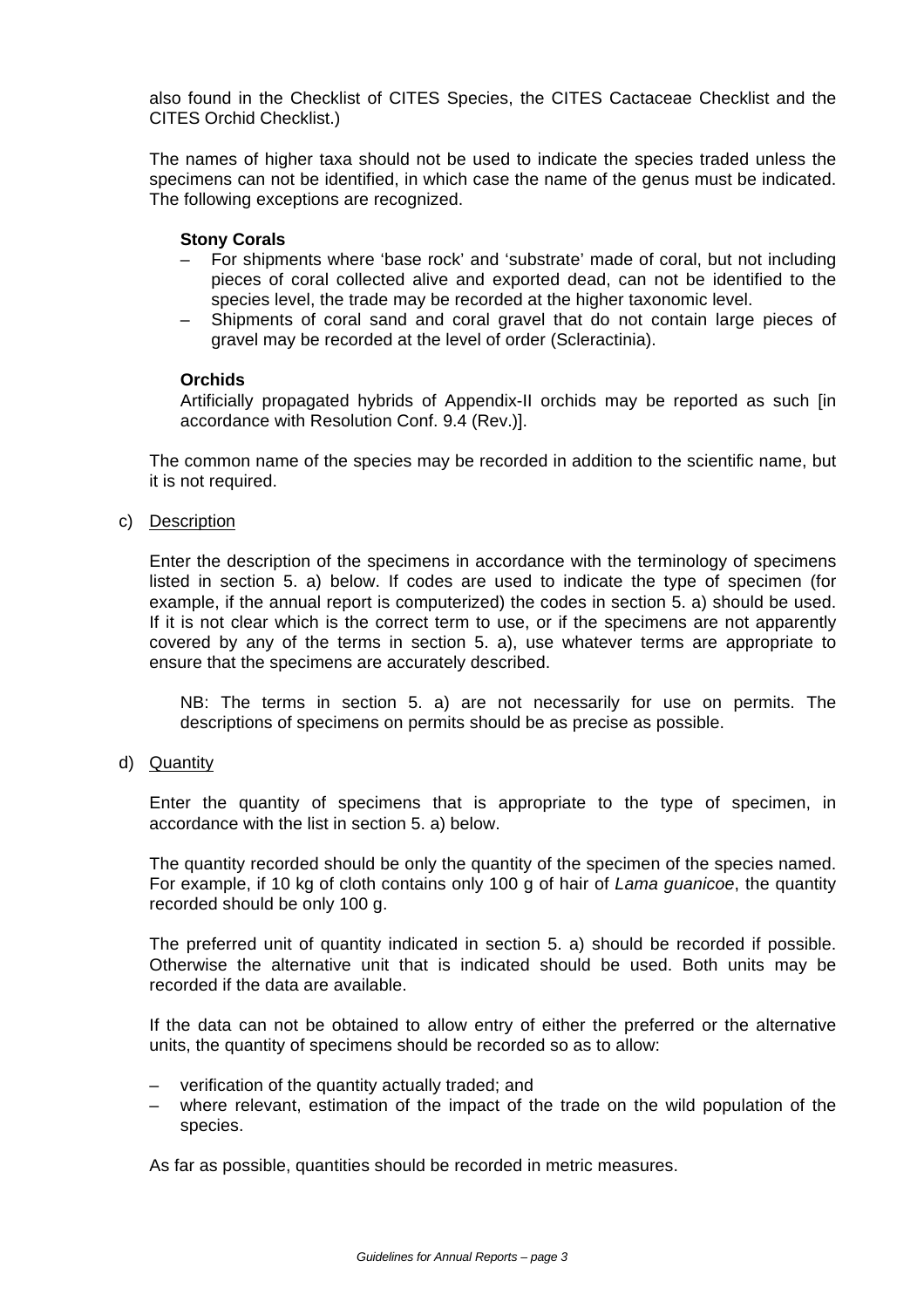also found in the Checklist of CITES Species, the CITES Cactaceae Checklist and the CITES Orchid Checklist.)

The names of higher taxa should not be used to indicate the species traded unless the specimens can not be identified, in which case the name of the genus must be indicated. The following exceptions are recognized.

**Stony Corals**

- For shipments where 'base rock' and 'substrate' made of coral, but not including pieces of coral collected alive and exported dead, can not be identified to the species level, the trade may be recorded at the higher taxonomic level.
- Shipments of coral sand and coral gravel that do not contain large pieces of gravel may be recorded at the level of order (Scleractinia).

**Orchids**

Artificially propagated hybrids of Appendix-II orchids may be reported as such [in accordance with Resolution Conf. 9.4 (Rev.)].

The common name of the species may be recorded in addition to the scientific name, but it is not required.

c) Description

Enter the description of the specimens in accordance with the terminology of specimens listed in section 5. a) below. If codes are used to indicate the type of specimen (for example, if the annual report is computerized) the codes in section 5. a) should be used. If it is not clear which is the correct term to use, or if the specimens are not apparently covered by any of the terms in section 5. a), use whatever terms are appropriate to ensure that the specimens are accurately described.

NB: The terms in section 5. a) are not necessarily for use on permits. The descriptions of specimens on permits should be as precise as possible.

d) Quantity

Enter the quantity of specimens that is appropriate to the type of specimen, in accordance with the list in section 5. a) below.

The quantity recorded should be only the quantity of the specimen of the species named. For example, if 10 kg of cloth contains only 100 g of hair of *Lama guanicoe*, the quantity recorded should be only 100 g.

The preferred unit of quantity indicated in section 5. a) should be recorded if possible. Otherwise the alternative unit that is indicated should be used. Both units may be recorded if the data are available.

If the data can not be obtained to allow entry of either the preferred or the alternative units, the quantity of specimens should be recorded so as to allow:

- verification of the quantity actually traded; and
- where relevant, estimation of the impact of the trade on the wild population of the species.

As far as possible, quantities should be recorded in metric measures.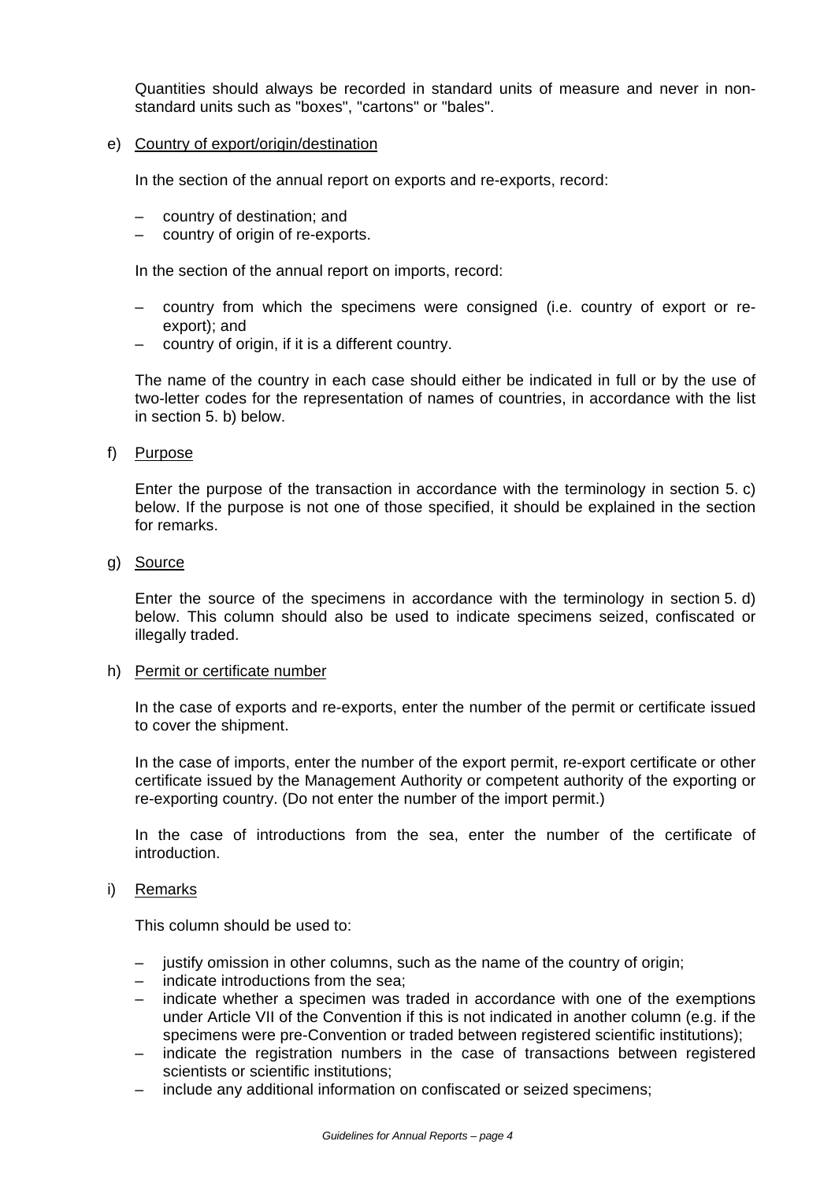Quantities should always be recorded in standard units of measure and never in non-standard units such as "boxes", "cartons" or "bales".

e) Country of export/origin/destination

In the section of the annual report on exports and re-exports, record:

– country of destination; and
– country of origin of re-exports.

In the section of the annual report on imports, record:

– country from which the specimens were consigned (i.e. country of export or re-export); and
– country of origin, if it is a different country.

The name of the country in each case should either be indicated in full or by the use of two-letter codes for the representation of names of countries, in accordance with the list in section 5. b) below.

f) Purpose

Enter the purpose of the transaction in accordance with the terminology in section 5. c) below. If the purpose is not one of those specified, it should be explained in the section for remarks.

g) Source

Enter the source of the specimens in accordance with the terminology in section 5. d) below. This column should also be used to indicate specimens seized, confiscated or illegally traded.

h) Permit or certificate number

In the case of exports and re-exports, enter the number of the permit or certificate issued to cover the shipment.

In the case of imports, enter the number of the export permit, re-export certificate or other certificate issued by the Management Authority or competent authority of the exporting or re-exporting country. (Do not enter the number of the import permit.)

In the case of introductions from the sea, enter the number of the certificate of introduction.

i) Remarks

This column should be used to:

– justify omission in other columns, such as the name of the country of origin;
– indicate introductions from the sea;
– indicate whether a specimen was traded in accordance with one of the exemptions under Article VII of the Convention if this is not indicated in another column (e.g. if the specimens were pre-Convention or traded between registered scientific institutions);
– indicate the registration numbers in the case of transactions between registered scientists or scientific institutions;
– include any additional information on confiscated or seized specimens;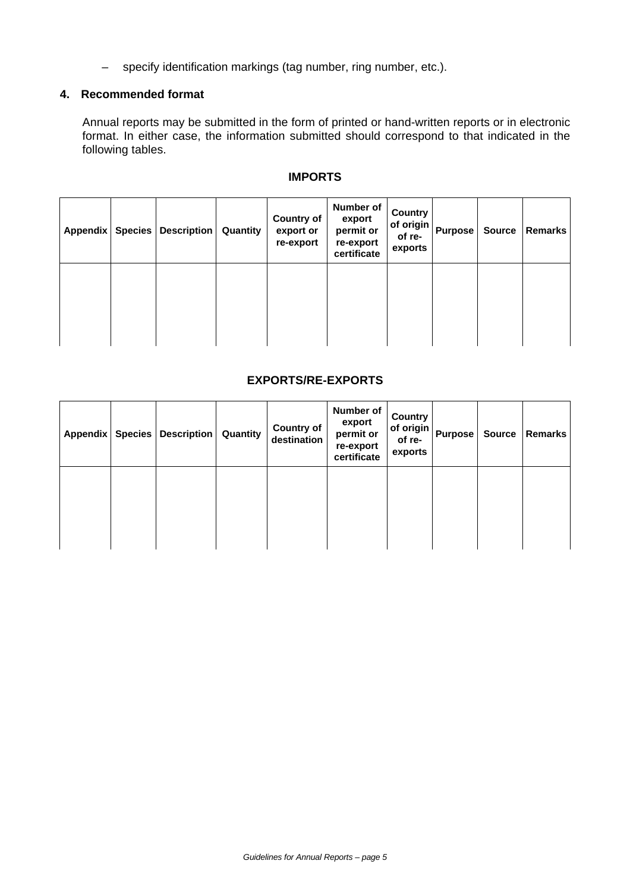– specify identification markings (tag number, ring number, etc.).

## 4. Recommended format

Annual reports may be submitted in the form of printed or hand-written reports or in electronic format. In either case, the information submitted should correspond to that indicated in the following tables.

### IMPORTS

| Appendix | Species | Description | Quantity | Country of export or re-export | Number of export permit or re-export certificate | Country of origin of re-exports | Purpose | Source | Remarks |
|---|---|---|---|---|---|---|---|---|---|
| | | | | | | | | | |

### EXPORTS/RE-EXPORTS

| Appendix | Species | Description | Quantity | Country of destination | Number of export permit or re-export certificate | Country of origin of re-exports | Purpose | Source | Remarks |
|---|---|---|---|---|---|---|---|---|---|
| | | | | | | | | | |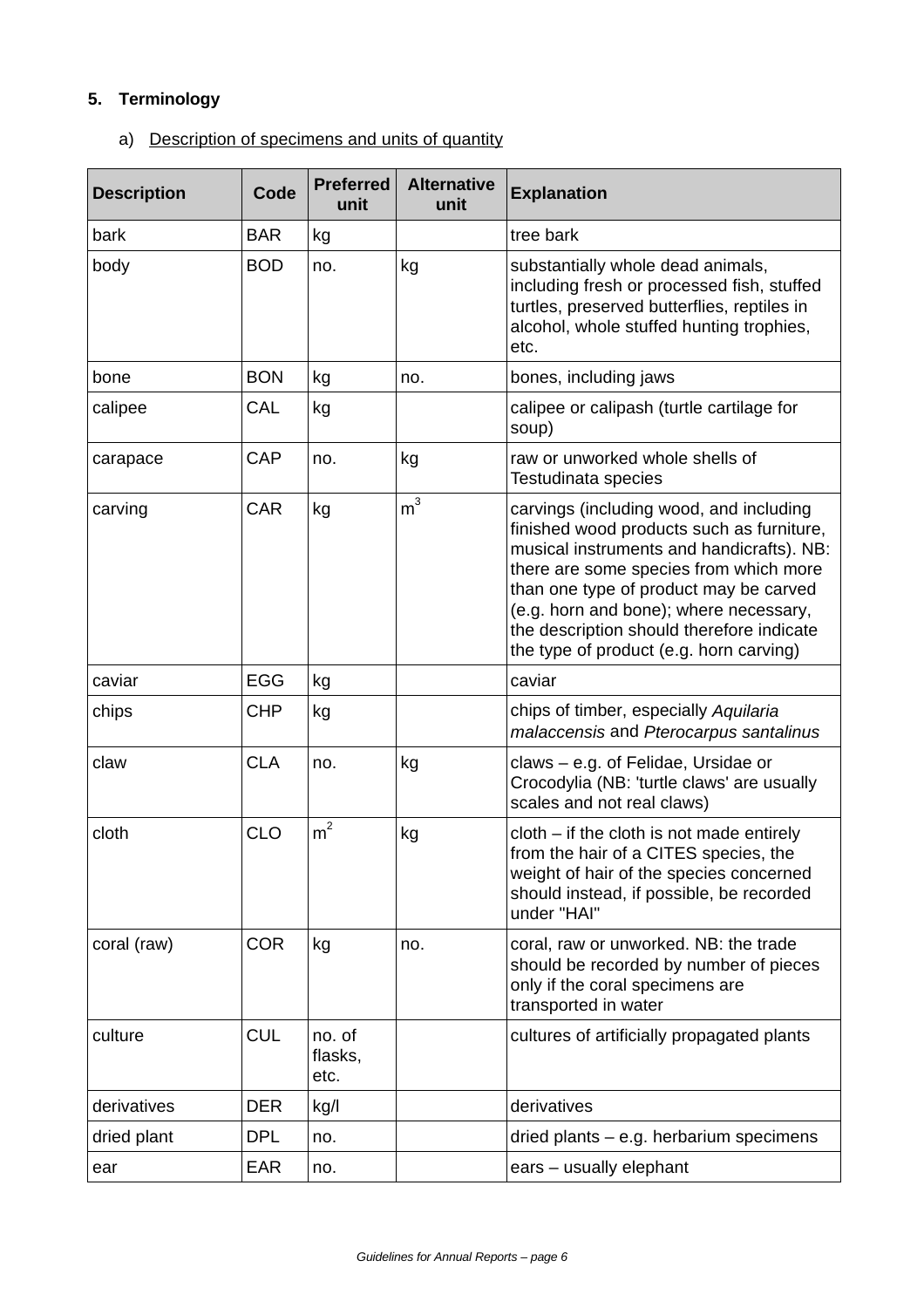## 5. Terminology

a) Description of specimens and units of quantity

| Description | Code | Preferred unit | Alternative unit | Explanation |
|---|---|---|---|---|
| bark | BAR | kg | | tree bark |
| body | BOD | no. | kg | substantially whole dead animals, including fresh or processed fish, stuffed turtles, preserved butterflies, reptiles in alcohol, whole stuffed hunting trophies, etc. |
| bone | BON | kg | no. | bones, including jaws |
| calipee | CAL | kg | | calipee or calipash (turtle cartilage for soup) |
| carapace | CAP | no. | kg | raw or unworked whole shells of Testudinata species |
| carving | CAR | kg | $m^3$ | carvings (including wood, and including finished wood products such as furniture, musical instruments and handicrafts). NB: there are some species from which more than one type of product may be carved (e.g. horn and bone); where necessary, the description should therefore indicate the type of product (e.g. horn carving) |
| caviar | EGG | kg | | caviar |
| chips | CHP | kg | | chips of timber, especially *Aquilaria malaccensis* and *Pterocarpus santalinus* |
| claw | CLA | no. | kg | claws – e.g. of Felidae, Ursidae or Crocodylia (NB: 'turtle claws' are usually scales and not real claws) |
| cloth | CLO | $m^2$ | kg | cloth – if the cloth is not made entirely from the hair of a CITES species, the weight of hair of the species concerned should instead, if possible, be recorded under "HAI" |
| coral (raw) | COR | kg | no. | coral, raw or unworked. NB: the trade should be recorded by number of pieces only if the coral specimens are transported in water |
| culture | CUL | no. of flasks, etc. | | cultures of artificially propagated plants |
| derivatives | DER | kg/l | | derivatives |
| dried plant | DPL | no. | | dried plants – e.g. herbarium specimens |
| ear | EAR | no. | | ears – usually elephant |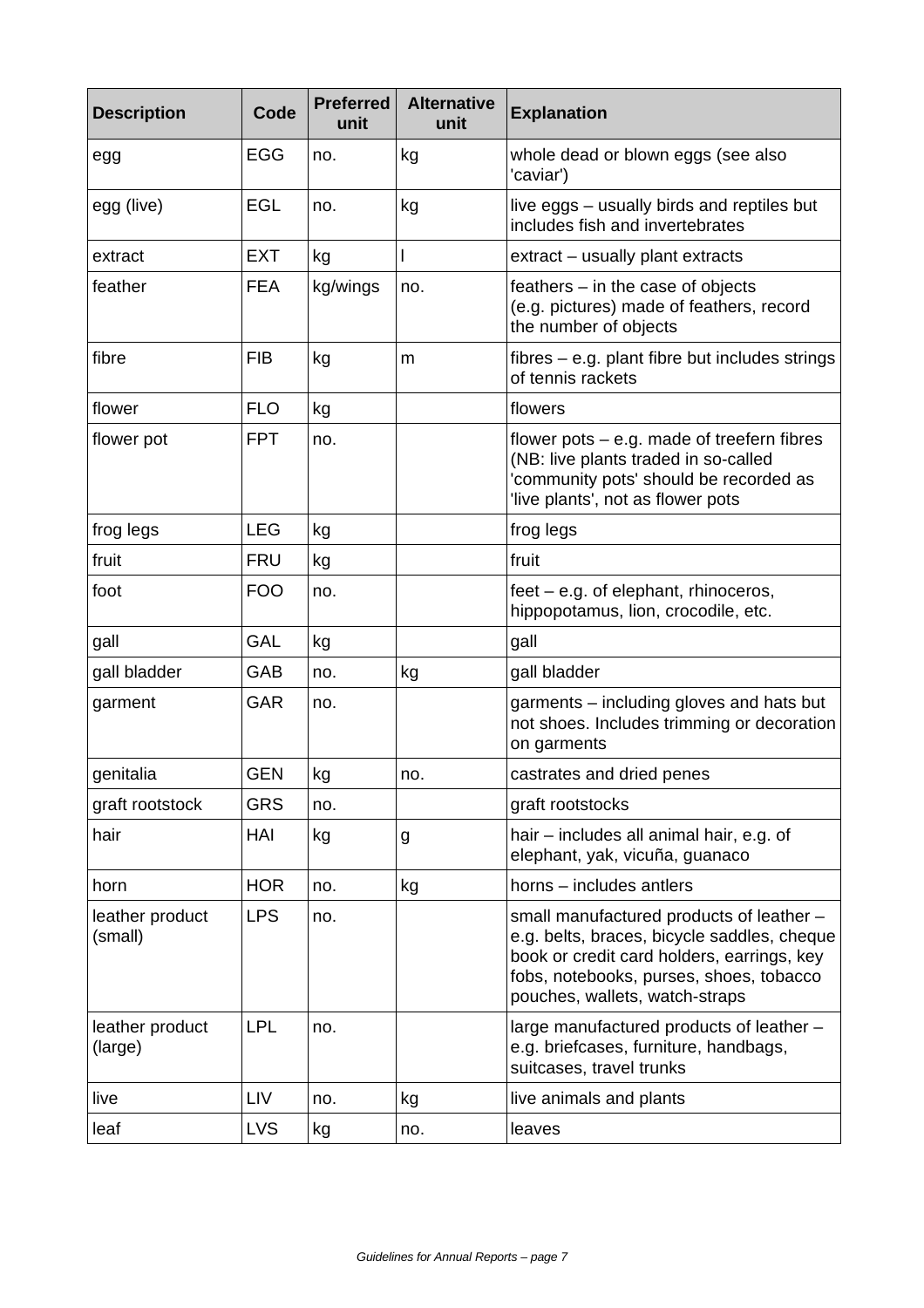| Description | Code | Preferred unit | Alternative unit | Explanation |
|---|---|---|---|---|
| egg | EGG | no. | kg | whole dead or blown eggs (see also 'caviar') |
| egg (live) | EGL | no. | kg | live eggs – usually birds and reptiles but includes fish and invertebrates |
| extract | EXT | kg | l | extract – usually plant extracts |
| feather | FEA | kg/wings | no. | feathers – in the case of objects (e.g. pictures) made of feathers, record the number of objects |
| fibre | FIB | kg | m | fibres – e.g. plant fibre but includes strings of tennis rackets |
| flower | FLO | kg | | flowers |
| flower pot | FPT | no. | | flower pots – e.g. made of treefern fibres (NB: live plants traded in so-called 'community pots' should be recorded as 'live plants', not as flower pots |
| frog legs | LEG | kg | | frog legs |
| fruit | FRU | kg | | fruit |
| foot | FOO | no. | | feet – e.g. of elephant, rhinoceros, hippopotamus, lion, crocodile, etc. |
| gall | GAL | kg | | gall |
| gall bladder | GAB | no. | kg | gall bladder |
| garment | GAR | no. | | garments – including gloves and hats but not shoes. Includes trimming or decoration on garments |
| genitalia | GEN | kg | no. | castrates and dried penes |
| graft rootstock | GRS | no. | | graft rootstocks |
| hair | HAI | kg | g | hair – includes all animal hair, e.g. of elephant, yak, vicuña, guanaco |
| horn | HOR | no. | kg | horns – includes antlers |
| leather product (small) | LPS | no. | | small manufactured products of leather – e.g. belts, braces, bicycle saddles, cheque book or credit card holders, earrings, key fobs, notebooks, purses, shoes, tobacco pouches, wallets, watch-straps |
| leather product (large) | LPL | no. | | large manufactured products of leather – e.g. briefcases, furniture, handbags, suitcases, travel trunks |
| live | LIV | no. | kg | live animals and plants |
| leaf | LVS | kg | no. | leaves |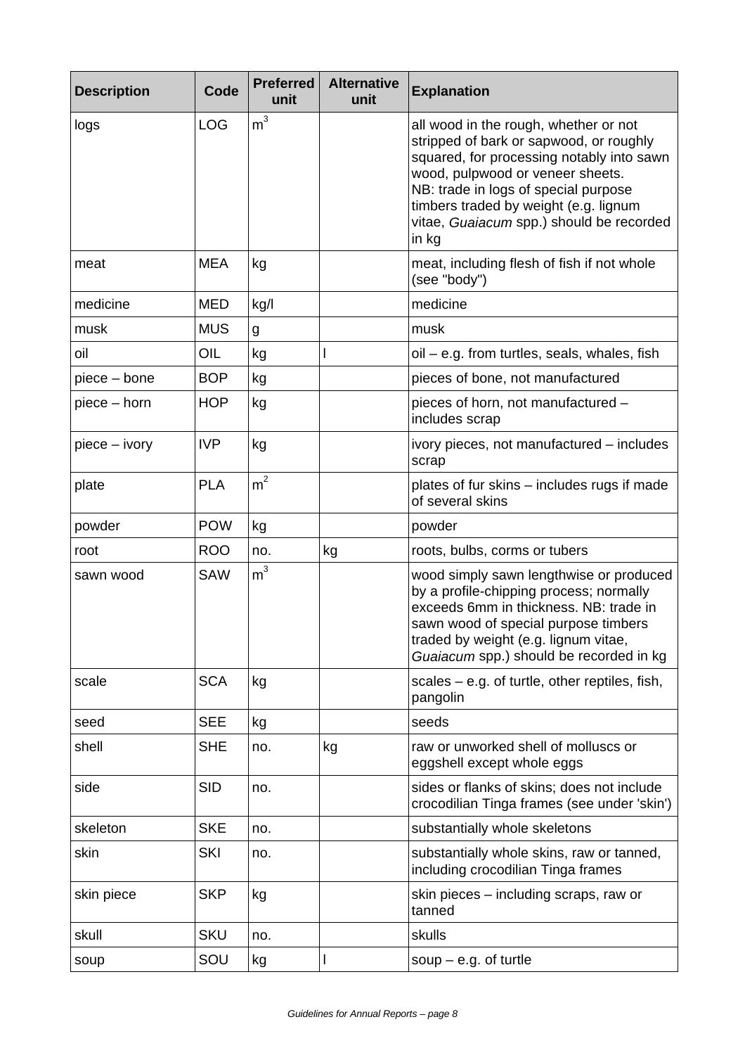| Description | Code | Preferred unit | Alternative unit | Explanation |
|---|---|---|---|---|
| logs | LOG | $m^3$ | | all wood in the rough, whether or not stripped of bark or sapwood, or roughly squared, for processing notably into sawn wood, pulpwood or veneer sheets. NB: trade in logs of special purpose timbers traded by weight (e.g. lignum vitae, *Guaiacum* spp.) should be recorded in kg |
| meat | MEA | kg | | meat, including flesh of fish if not whole (see "body") |
| medicine | MED | kg/l | | medicine |
| musk | MUS | g | | musk |
| oil | OIL | kg | l | oil – e.g. from turtles, seals, whales, fish |
| piece – bone | BOP | kg | | pieces of bone, not manufactured |
| piece – horn | HOP | kg | | pieces of horn, not manufactured – includes scrap |
| piece – ivory | IVP | kg | | ivory pieces, not manufactured – includes scrap |
| plate | PLA | $m^2$ | | plates of fur skins – includes rugs if made of several skins |
| powder | POW | kg | | powder |
| root | ROO | no. | kg | roots, bulbs, corms or tubers |
| sawn wood | SAW | $m^3$ | | wood simply sawn lengthwise or produced by a profile-chipping process; normally exceeds 6mm in thickness. NB: trade in sawn wood of special purpose timbers traded by weight (e.g. lignum vitae, *Guaiacum* spp.) should be recorded in kg |
| scale | SCA | kg | | scales – e.g. of turtle, other reptiles, fish, pangolin |
| seed | SEE | kg | | seeds |
| shell | SHE | no. | kg | raw or unworked shell of molluscs or eggshell except whole eggs |
| side | SID | no. | | sides or flanks of skins; does not include crocodilian Tinga frames (see under 'skin') |
| skeleton | SKE | no. | | substantially whole skeletons |
| skin | SKI | no. | | substantially whole skins, raw or tanned, including crocodilian Tinga frames |
| skin piece | SKP | kg | | skin pieces – including scraps, raw or tanned |
| skull | SKU | no. | | skulls |
| soup | SOU | kg | l | soup – e.g. of turtle |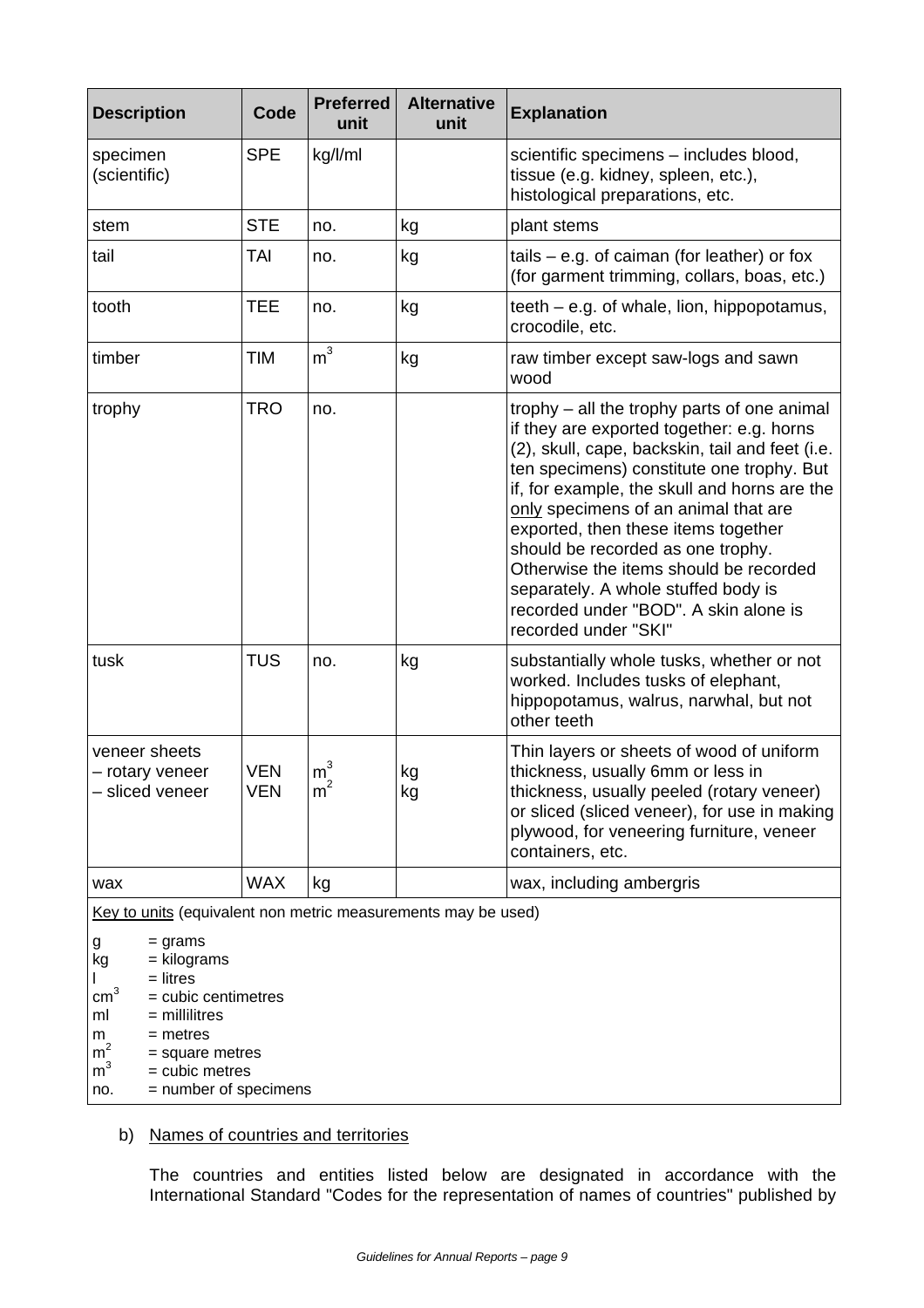| Description | Code | Preferred unit | Alternative unit | Explanation |
|---|---|---|---|---|
| specimen (scientific) | SPE | kg/l/ml | | scientific specimens – includes blood, tissue (e.g. kidney, spleen, etc.), histological preparations, etc. |
| stem | STE | no. | kg | plant stems |
| tail | TAI | no. | kg | tails – e.g. of caiman (for leather) or fox (for garment trimming, collars, boas, etc.) |
| tooth | TEE | no. | kg | teeth – e.g. of whale, lion, hippopotamus, crocodile, etc. |
| timber | TIM | $m^3$ | kg | raw timber except saw-logs and sawn wood |
| trophy | TRO | no. | | trophy – all the trophy parts of one animal if they are exported together: e.g. horns (2), skull, cape, backskin, tail and feet (i.e. ten specimens) constitute one trophy. But if, for example, the skull and horns are the only specimens of an animal that are exported, then these items together should be recorded as one trophy. Otherwise the items should be recorded separately. A whole stuffed body is recorded under "BOD". A skin alone is recorded under "SKI" |
| tusk | TUS | no. | kg | substantially whole tusks, whether or not worked. Includes tusks of elephant, hippopotamus, walrus, narwhal, but not other teeth |
| veneer sheets<br>– rotary veneer<br>– sliced veneer | VEN<br>VEN | $m^3$<br>$m^2$ | kg<br>kg | Thin layers or sheets of wood of uniform thickness, usually 6mm or less in thickness, usually peeled (rotary veneer) or sliced (sliced veneer), for use in making plywood, for veneering furniture, veneer containers, etc. |
| wax | WAX | kg | | wax, including ambergris |

Key to units (equivalent non metric measurements may be used)

- g = grams
- kg = kilograms
- l = litres
- $cm^3$ = cubic centimetres
- ml = millilitres
- m = metres
- $m^2$ = square metres
- $m^3$ = cubic metres
- no. = number of specimens

b) Names of countries and territories

The countries and entities listed below are designated in accordance with the International Standard "Codes for the representation of names of countries" published by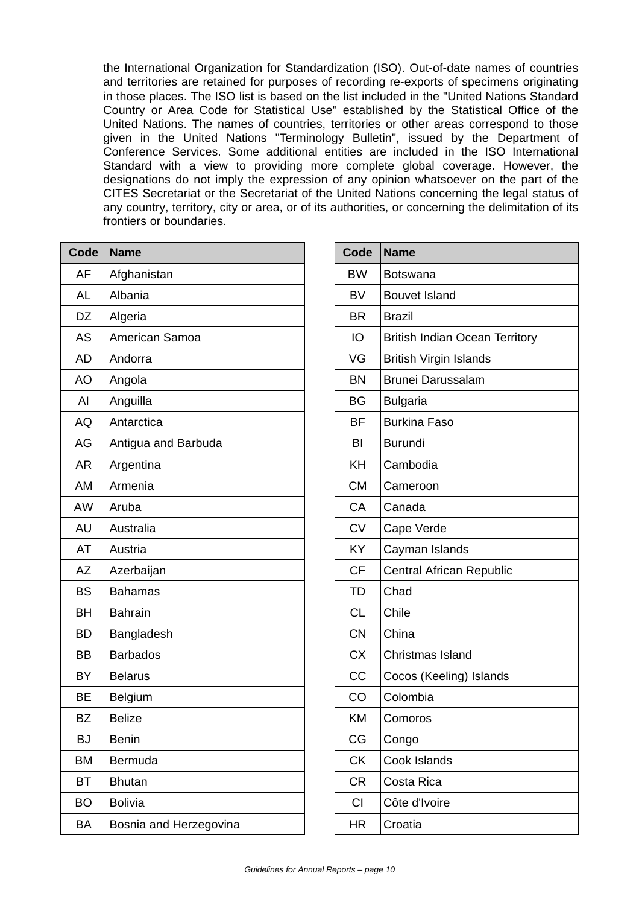the International Organization for Standardization (ISO). Out-of-date names of countries and territories are retained for purposes of recording re-exports of specimens originating in those places. The ISO list is based on the list included in the "United Nations Standard Country or Area Code for Statistical Use" established by the Statistical Office of the United Nations. The names of countries, territories or other areas correspond to those given in the United Nations "Terminology Bulletin", issued by the Department of Conference Services. Some additional entities are included in the ISO International Standard with a view to providing more complete global coverage. However, the designations do not imply the expression of any opinion whatsoever on the part of the CITES Secretariat or the Secretariat of the United Nations concerning the legal status of any country, territory, city or area, or of its authorities, or concerning the delimitation of its frontiers or boundaries.

| Code | Name |
|---|---|
| AF | Afghanistan |
| AL | Albania |
| DZ | Algeria |
| AS | American Samoa |
| AD | Andorra |
| AO | Angola |
| AI | Anguilla |
| AQ | Antarctica |
| AG | Antigua and Barbuda |
| AR | Argentina |
| AM | Armenia |
| AW | Aruba |
| AU | Australia |
| AT | Austria |
| AZ | Azerbaijan |
| BS | Bahamas |
| BH | Bahrain |
| BD | Bangladesh |
| BB | Barbados |
| BY | Belarus |
| BE | Belgium |
| BZ | Belize |
| BJ | Benin |
| BM | Bermuda |
| BT | Bhutan |
| BO | Bolivia |
| BA | Bosnia and Herzegovina |

| Code | Name |
|---|---|
| BW | Botswana |
| BV | Bouvet Island |
| BR | Brazil |
| IO | British Indian Ocean Territory |
| VG | British Virgin Islands |
| BN | Brunei Darussalam |
| BG | Bulgaria |
| BF | Burkina Faso |
| BI | Burundi |
| KH | Cambodia |
| CM | Cameroon |
| CA | Canada |
| CV | Cape Verde |
| KY | Cayman Islands |
| CF | Central African Republic |
| TD | Chad |
| CL | Chile |
| CN | China |
| CX | Christmas Island |
| CC | Cocos (Keeling) Islands |
| CO | Colombia |
| KM | Comoros |
| CG | Congo |
| CK | Cook Islands |
| CR | Costa Rica |
| CI | Côte d'Ivoire |
| HR | Croatia |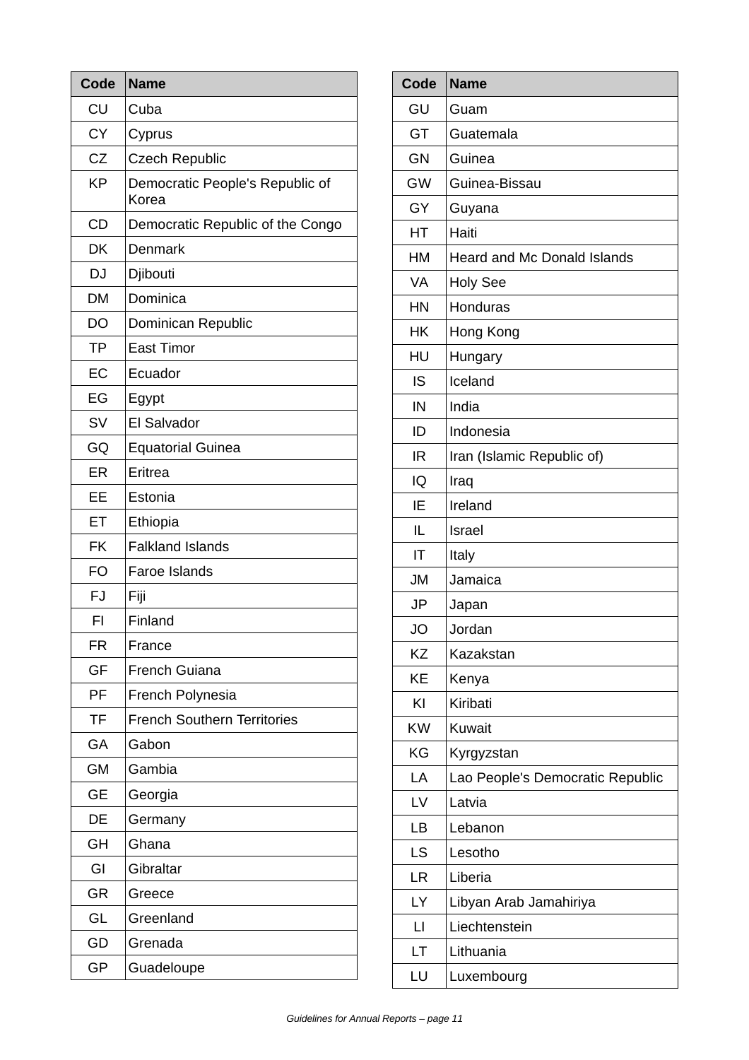| Code | Name |
|---|---|
| CU | Cuba |
| CY | Cyprus |
| CZ | Czech Republic |
| KP | Democratic People's Republic of Korea |
| CD | Democratic Republic of the Congo |
| DK | Denmark |
| DJ | Djibouti |
| DM | Dominica |
| DO | Dominican Republic |
| TP | East Timor |
| EC | Ecuador |
| EG | Egypt |
| SV | El Salvador |
| GQ | Equatorial Guinea |
| ER | Eritrea |
| EE | Estonia |
| ET | Ethiopia |
| FK | Falkland Islands |
| FO | Faroe Islands |
| FJ | Fiji |
| FI | Finland |
| FR | France |
| GF | French Guiana |
| PF | French Polynesia |
| TF | French Southern Territories |
| GA | Gabon |
| GM | Gambia |
| GE | Georgia |
| DE | Germany |
| GH | Ghana |
| GI | Gibraltar |
| GR | Greece |
| GL | Greenland |
| GD | Grenada |
| GP | Guadeloupe |

| Code | Name |
|---|---|
| GU | Guam |
| GT | Guatemala |
| GN | Guinea |
| GW | Guinea-Bissau |
| GY | Guyana |
| HT | Haiti |
| HM | Heard and Mc Donald Islands |
| VA | Holy See |
| HN | Honduras |
| HK | Hong Kong |
| HU | Hungary |
| IS | Iceland |
| IN | India |
| ID | Indonesia |
| IR | Iran (Islamic Republic of) |
| IQ | Iraq |
| IE | Ireland |
| IL | Israel |
| IT | Italy |
| JM | Jamaica |
| JP | Japan |
| JO | Jordan |
| KZ | Kazakstan |
| KE | Kenya |
| KI | Kiribati |
| KW | Kuwait |
| KG | Kyrgyzstan |
| LA | Lao People's Democratic Republic |
| LV | Latvia |
| LB | Lebanon |
| LS | Lesotho |
| LR | Liberia |
| LY | Libyan Arab Jamahiriya |
| LI | Liechtenstein |
| LT | Lithuania |
| LU | Luxembourg |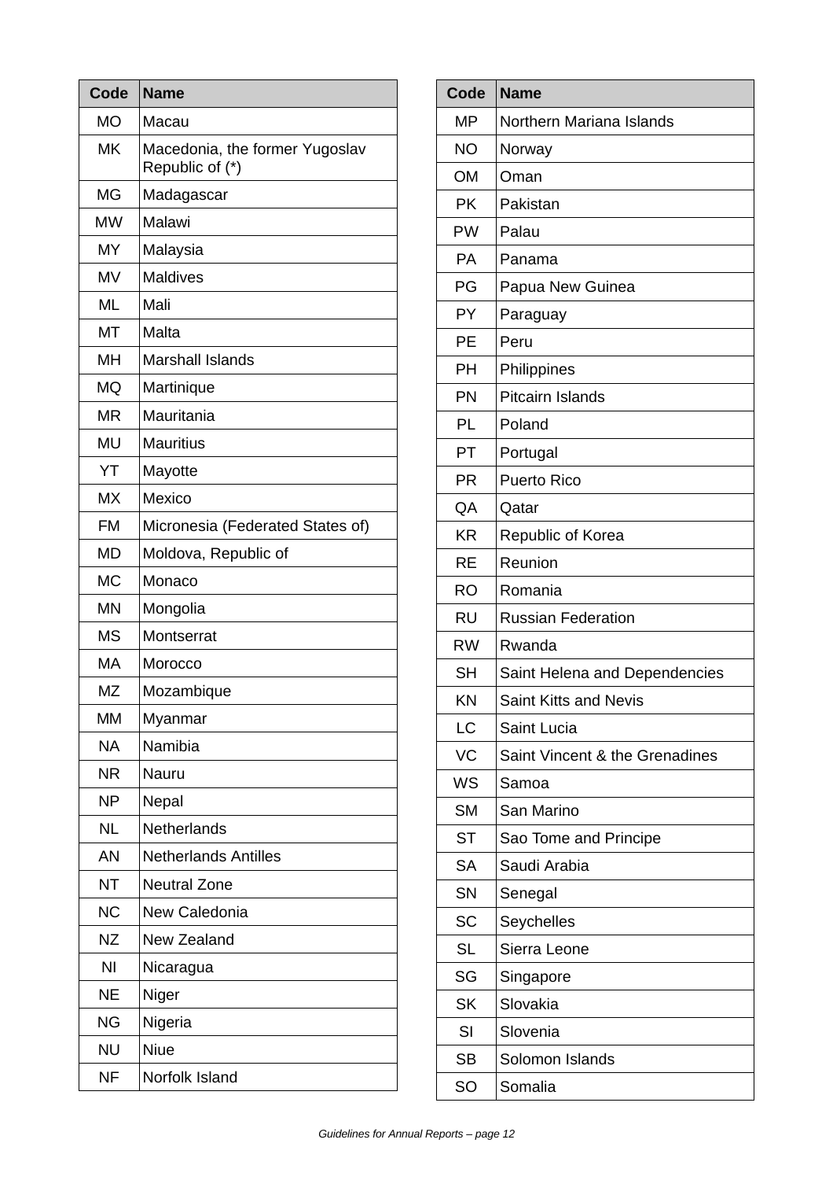| Code | Name |
|---|---|
| MO | Macau |
| MK | Macedonia, the former Yugoslav Republic of (*) |
| MG | Madagascar |
| MW | Malawi |
| MY | Malaysia |
| MV | Maldives |
| ML | Mali |
| MT | Malta |
| MH | Marshall Islands |
| MQ | Martinique |
| MR | Mauritania |
| MU | Mauritius |
| YT | Mayotte |
| MX | Mexico |
| FM | Micronesia (Federated States of) |
| MD | Moldova, Republic of |
| MC | Monaco |
| MN | Mongolia |
| MS | Montserrat |
| MA | Morocco |
| MZ | Mozambique |
| MM | Myanmar |
| NA | Namibia |
| NR | Nauru |
| NP | Nepal |
| NL | Netherlands |
| AN | Netherlands Antilles |
| NT | Neutral Zone |
| NC | New Caledonia |
| NZ | New Zealand |
| NI | Nicaragua |
| NE | Niger |
| NG | Nigeria |
| NU | Niue |
| NF | Norfolk Island |

| Code | Name |
|---|---|
| MP | Northern Mariana Islands |
| NO | Norway |
| OM | Oman |
| PK | Pakistan |
| PW | Palau |
| PA | Panama |
| PG | Papua New Guinea |
| PY | Paraguay |
| PE | Peru |
| PH | Philippines |
| PN | Pitcairn Islands |
| PL | Poland |
| PT | Portugal |
| PR | Puerto Rico |
| QA | Qatar |
| KR | Republic of Korea |
| RE | Reunion |
| RO | Romania |
| RU | Russian Federation |
| RW | Rwanda |
| SH | Saint Helena and Dependencies |
| KN | Saint Kitts and Nevis |
| LC | Saint Lucia |
| VC | Saint Vincent & the Grenadines |
| WS | Samoa |
| SM | San Marino |
| ST | Sao Tome and Principe |
| SA | Saudi Arabia |
| SN | Senegal |
| SC | Seychelles |
| SL | Sierra Leone |
| SG | Singapore |
| SK | Slovakia |
| SI | Slovenia |
| SB | Solomon Islands |
| SO | Somalia |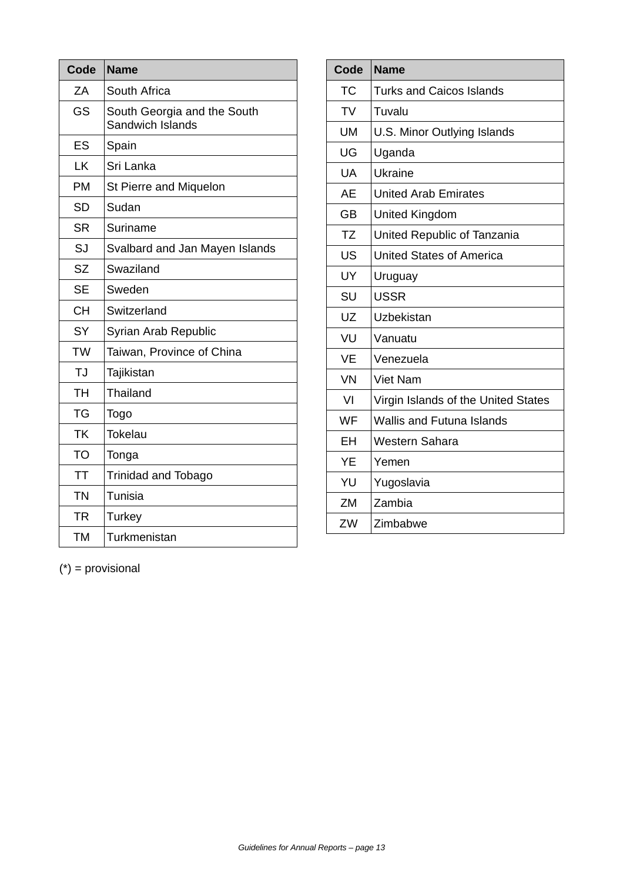| Code | Name |
|---|---|
| ZA | South Africa |
| GS | South Georgia and the South Sandwich Islands |
| ES | Spain |
| LK | Sri Lanka |
| PM | St Pierre and Miquelon |
| SD | Sudan |
| SR | Suriname |
| SJ | Svalbard and Jan Mayen Islands |
| SZ | Swaziland |
| SE | Sweden |
| CH | Switzerland |
| SY | Syrian Arab Republic |
| TW | Taiwan, Province of China |
| TJ | Tajikistan |
| TH | Thailand |
| TG | Togo |
| TK | Tokelau |
| TO | Tonga |
| TT | Trinidad and Tobago |
| TN | Tunisia |
| TR | Turkey |
| TM | Turkmenistan |

| Code | Name |
|---|---|
| TC | Turks and Caicos Islands |
| TV | Tuvalu |
| UM | U.S. Minor Outlying Islands |
| UG | Uganda |
| UA | Ukraine |
| AE | United Arab Emirates |
| GB | United Kingdom |
| TZ | United Republic of Tanzania |
| US | United States of America |
| UY | Uruguay |
| SU | USSR |
| UZ | Uzbekistan |
| VU | Vanuatu |
| VE | Venezuela |
| VN | Viet Nam |
| VI | Virgin Islands of the United States |
| WF | Wallis and Futuna Islands |
| EH | Western Sahara |
| YE | Yemen |
| YU | Yugoslavia |
| ZM | Zambia |
| ZW | Zimbabwe |

(*) = provisional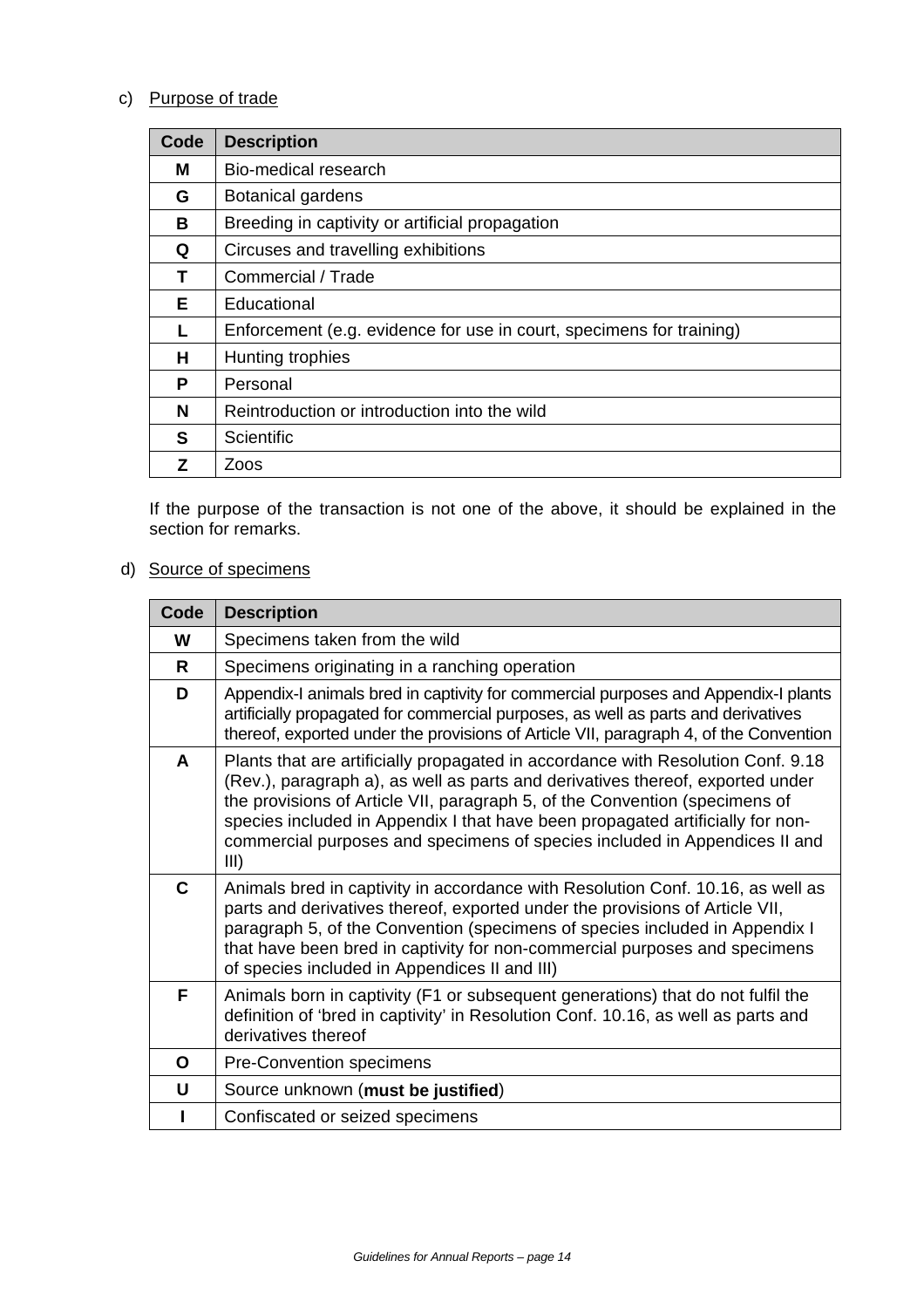c) Purpose of trade

| Code | Description |
|---|---|
| **M** | Bio-medical research |
| **G** | Botanical gardens |
| **B** | Breeding in captivity or artificial propagation |
| **Q** | Circuses and travelling exhibitions |
| **T** | Commercial / Trade |
| **E** | Educational |
| **L** | Enforcement (e.g. evidence for use in court, specimens for training) |
| **H** | Hunting trophies |
| **P** | Personal |
| **N** | Reintroduction or introduction into the wild |
| **S** | Scientific |
| **Z** | Zoos |

If the purpose of the transaction is not one of the above, it should be explained in the section for remarks.

d) Source of specimens

| Code | Description |
|---|---|
| **W** | Specimens taken from the wild |
| **R** | Specimens originating in a ranching operation |
| **D** | Appendix-I animals bred in captivity for commercial purposes and Appendix-I plants artificially propagated for commercial purposes, as well as parts and derivatives thereof, exported under the provisions of Article VII, paragraph 4, of the Convention |
| **A** | Plants that are artificially propagated in accordance with Resolution Conf. 9.18 (Rev.), paragraph a), as well as parts and derivatives thereof, exported under the provisions of Article VII, paragraph 5, of the Convention (specimens of species included in Appendix I that have been propagated artificially for non-commercial purposes and specimens of species included in Appendices II and III) |
| **C** | Animals bred in captivity in accordance with Resolution Conf. 10.16, as well as parts and derivatives thereof, exported under the provisions of Article VII, paragraph 5, of the Convention (specimens of species included in Appendix I that have been bred in captivity for non-commercial purposes and specimens of species included in Appendices II and III) |
| **F** | Animals born in captivity (F1 or subsequent generations) that do not fulfil the definition of 'bred in captivity' in Resolution Conf. 10.16, as well as parts and derivatives thereof |
| **O** | Pre-Convention specimens |
| **U** | Source unknown (**must be justified**) |
| **I** | Confiscated or seized specimens |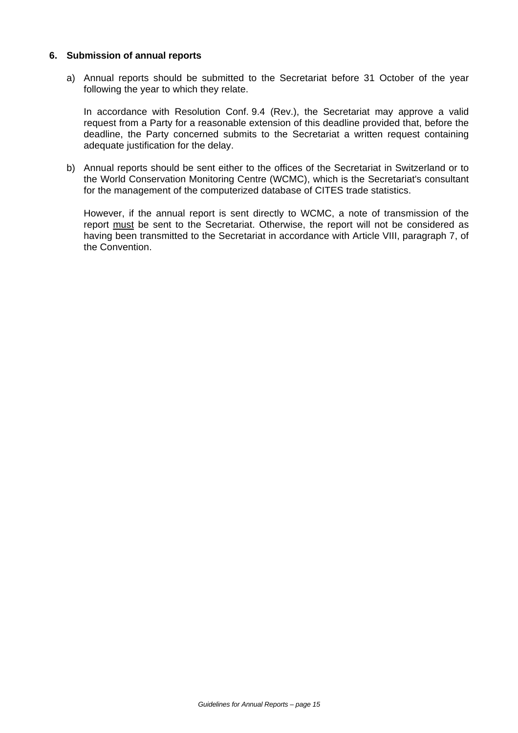## 6. Submission of annual reports

a) Annual reports should be submitted to the Secretariat before 31 October of the year following the year to which they relate.

   In accordance with Resolution Conf. 9.4 (Rev.), the Secretariat may approve a valid request from a Party for a reasonable extension of this deadline provided that, before the deadline, the Party concerned submits to the Secretariat a written request containing adequate justification for the delay.

b) Annual reports should be sent either to the offices of the Secretariat in Switzerland or to the World Conservation Monitoring Centre (WCMC), which is the Secretariat's consultant for the management of the computerized database of CITES trade statistics.

   However, if the annual report is sent directly to WCMC, a note of transmission of the report <u>must</u> be sent to the Secretariat. Otherwise, the report will not be considered as having been transmitted to the Secretariat in accordance with Article VIII, paragraph 7, of the Convention.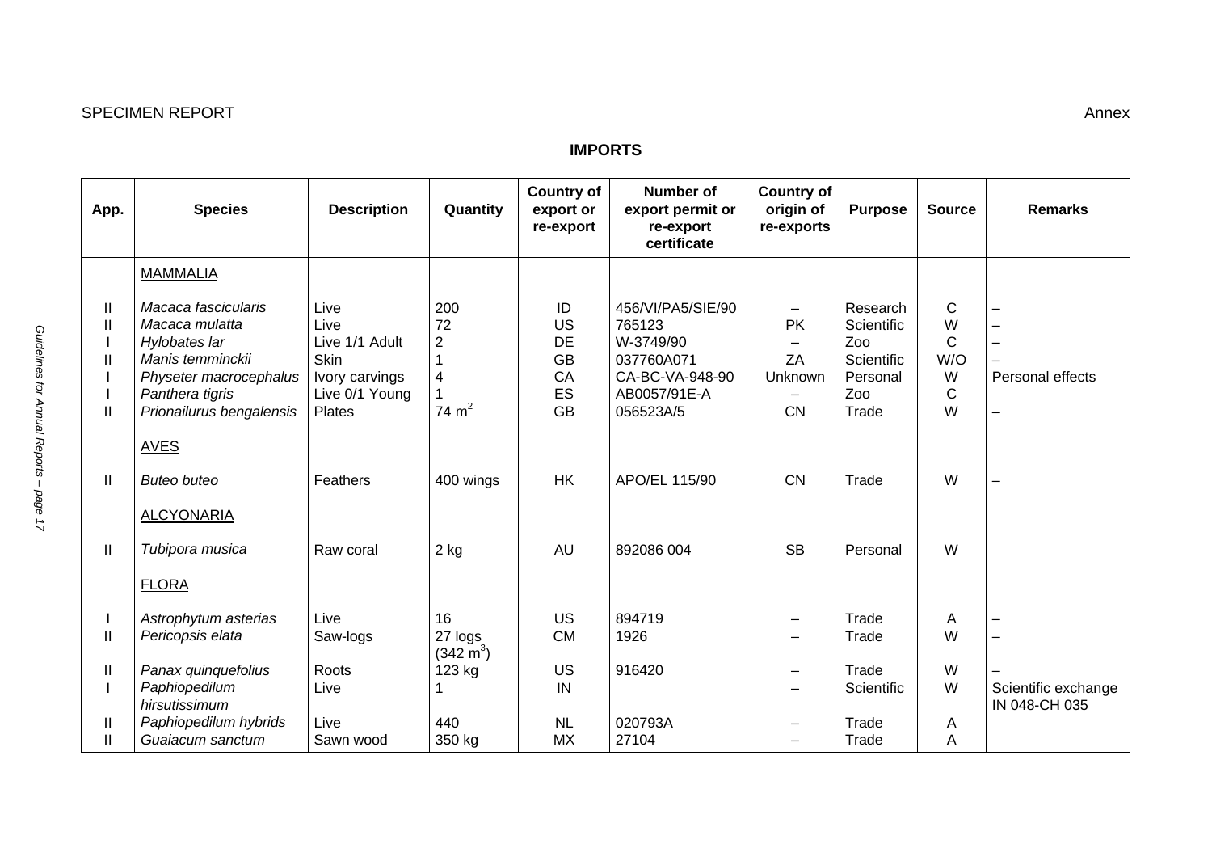SPECIMEN REPORT

Annex

## IMPORTS

| App. | Species | Description | Quantity | Country of export or re-export | Number of export permit or re-export certificate | Country of origin of re-exports | Purpose | Source | Remarks |
|---|---|---|---|---|---|---|---|---|---|
| | MAMMALIA | | | | | | | | |
| II | *Macaca fascicularis* | Live | 200 | ID | 456/VI/PA5/SIE/90 | – | Research | C | – |
| II | *Macaca mulatta* | Live | 72 | US | 765123 | PK | Scientific | W | – |
| I | *Hylobates lar* | Live 1/1 Adult | 2 | DE | W-3749/90 | – | Zoo | C | – |
| II | *Manis temminckii* | Skin | 1 | GB | 037760A071 | ZA | Scientific | W/O | – |
| I | *Physeter macrocephalus* | Ivory carvings | 4 | CA | CA-BC-VA-948-90 | Unknown | Personal | W | Personal effects |
| I | *Panthera tigris* | Live 0/1 Young | 1 | ES | AB0057/91E-A | – | Zoo | C | |
| II | *Prionailurus bengalensis* | Plates | 74 $m^2$ | GB | 056523A/5 | CN | Trade | W | – |
| | AVES | | | | | | | | |
| II | *Buteo buteo* | Feathers | 400 wings | HK | APO/EL 115/90 | CN | Trade | W | – |
| | ALCYONARIA | | | | | | | | |
| II | *Tubipora musica* | Raw coral | 2 kg | AU | 892086 004 | SB | Personal | W | |
| | FLORA | | | | | | | | |
| I | *Astrophytum asterias* | Live | 16 | US | 894719 | – | Trade | A | – |
| II | *Pericopsis elata* | Saw-logs | 27 logs ($342 m^3$) | CM | 1926 | – | Trade | W | – |
| II | *Panax quinquefolius* | Roots | 123 kg | US | 916420 | – | Trade | W | – |
| I | *Paphiopedilum hirsutissimum* | Live | 1 | IN | | – | Scientific | W | Scientific exchange IN 048-CH 035 |
| II | *Paphiopedilum hybrids* | Live | 440 | NL | 020793A | – | Trade | A | |
| II | *Guaiacum sanctum* | Sawn wood | 350 kg | MX | 27104 | – | Trade | A | |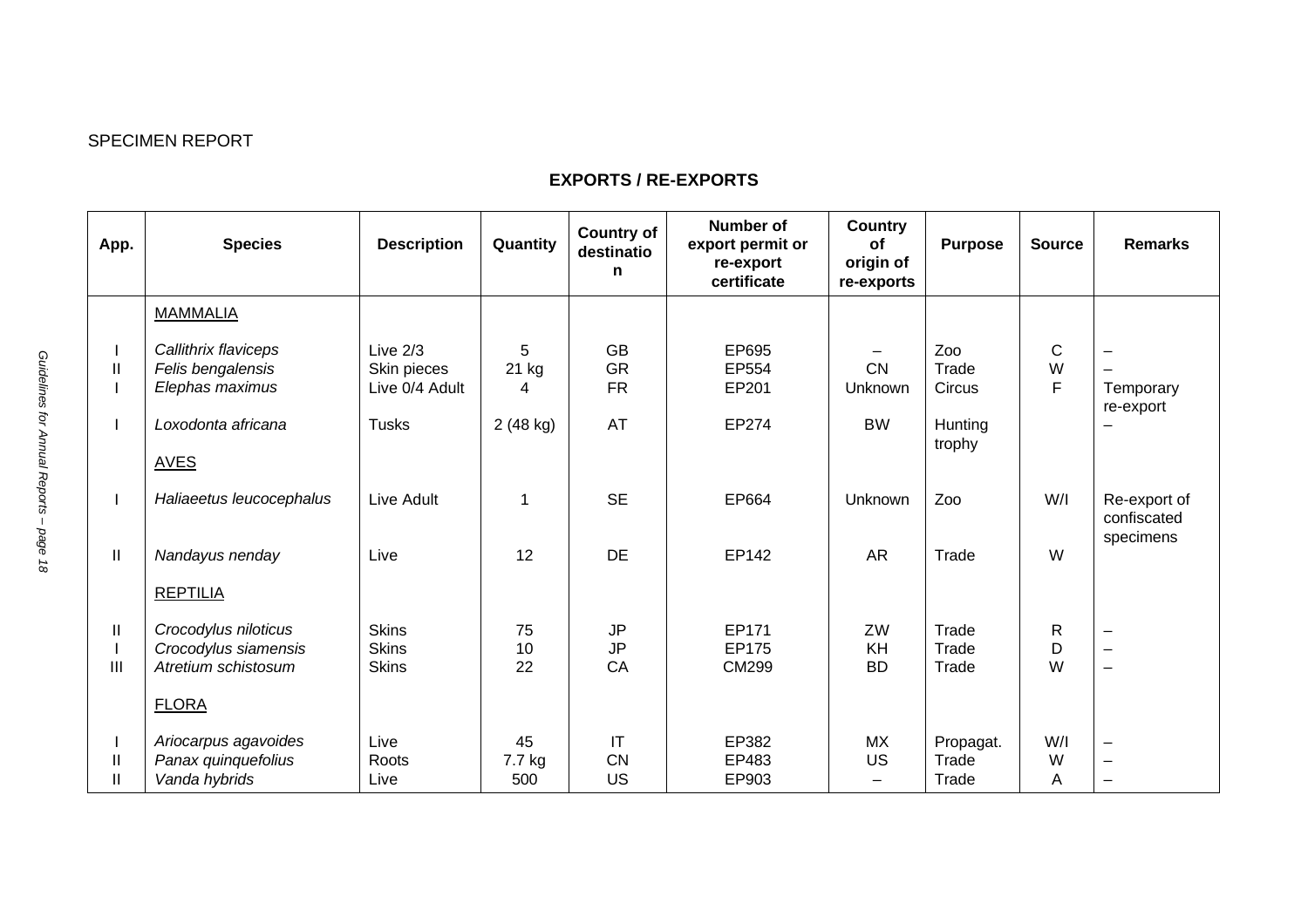SPECIMEN REPORT

## EXPORTS / RE-EXPORTS

| App. | Species | Description | Quantity | Country of destination | Number of export permit or re-export certificate | Country of origin of re-exports | Purpose | Source | Remarks |
|---|---|---|---|---|---|---|---|---|---|
| | MAMMALIA | | | | | | | | |
| I | *Callithrix flaviceps* | Live 2/3 | 5 | GB | EP695 | – | Zoo | C | – |
| II | *Felis bengalensis* | Skin pieces | 21 kg | GR | EP554 | CN | Trade | W | – |
| I | *Elephas maximus* | Live 0/4 Adult | 4 | FR | EP201 | Unknown | Circus | F | Temporary re-export |
| I | *Loxodonta africana* | Tusks | 2 (48 kg) | AT | EP274 | BW | Hunting trophy | | – |
| | AVES | | | | | | | | |
| I | *Haliaeetus leucocephalus* | Live Adult | 1 | SE | EP664 | Unknown | Zoo | W/I | Re-export of confiscated specimens |
| II | *Nandayus nenday* | Live | 12 | DE | EP142 | AR | Trade | W | |
| | REPTILIA | | | | | | | | |
| II | *Crocodylus niloticus* | Skins | 75 | JP | EP171 | ZW | Trade | R | – |
| I | *Crocodylus siamensis* | Skins | 10 | JP | EP175 | KH | Trade | D | – |
| III | *Atretium schistosum* | Skins | 22 | CA | CM299 | BD | Trade | W | – |
| | FLORA | | | | | | | | |
| I | *Ariocarpus agavoides* | Live | 45 | IT | EP382 | MX | Propagat. | W/I | – |
| II | *Panax quinquefolius* | Roots | 7.7 kg | CN | EP483 | US | Trade | W | – |
| II | *Vanda hybrids* | Live | 500 | US | EP903 | – | Trade | A | – |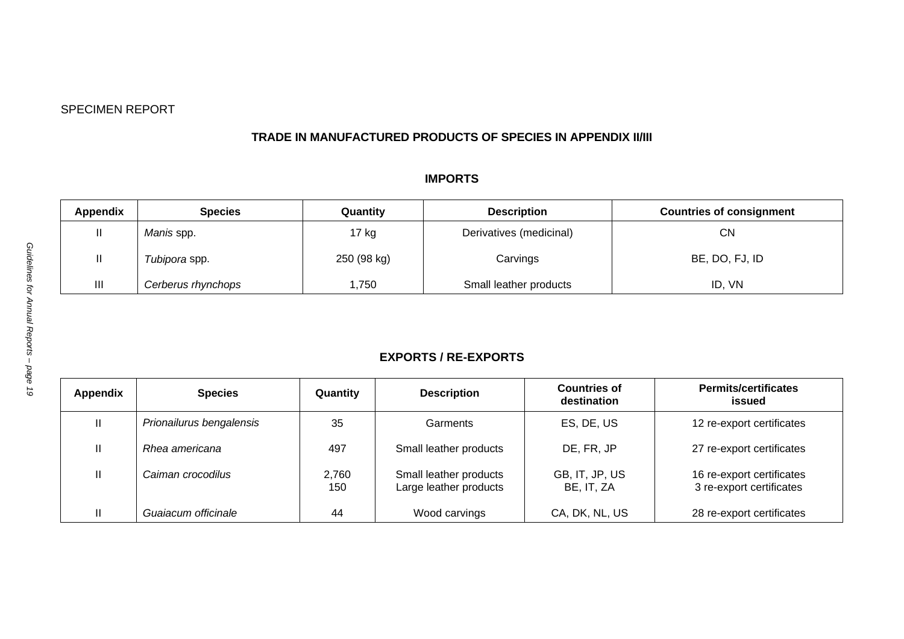SPECIMEN REPORT

## TRADE IN MANUFACTURED PRODUCTS OF SPECIES IN APPENDIX II/III

### IMPORTS

| Appendix | Species | Quantity | Description | Countries of consignment |
|---|---|---|---|---|
| II | *Manis* spp. | 17 kg | Derivatives (medicinal) | CN |
| II | *Tubipora* spp. | 250 (98 kg) | Carvings | BE, DO, FJ, ID |
| III | *Cerberus rhynchops* | 1,750 | Small leather products | ID, VN |

### EXPORTS / RE-EXPORTS

| Appendix | Species | Quantity | Description | Countries of destination | Permits/certificates issued |
|---|---|---|---|---|---|
| II | *Prionailurus bengalensis* | 35 | Garments | ES, DE, US | 12 re-export certificates |
| II | *Rhea americana* | 497 | Small leather products | DE, FR, JP | 27 re-export certificates |
| II | *Caiman crocodilus* | 2,760<br>150 | Small leather products<br>Large leather products | GB, IT, JP, US<br>BE, IT, ZA | 16 re-export certificates<br>3 re-export certificates |
| II | *Guaiacum officinale* | 44 | Wood carvings | CA, DK, NL, US | 28 re-export certificates |